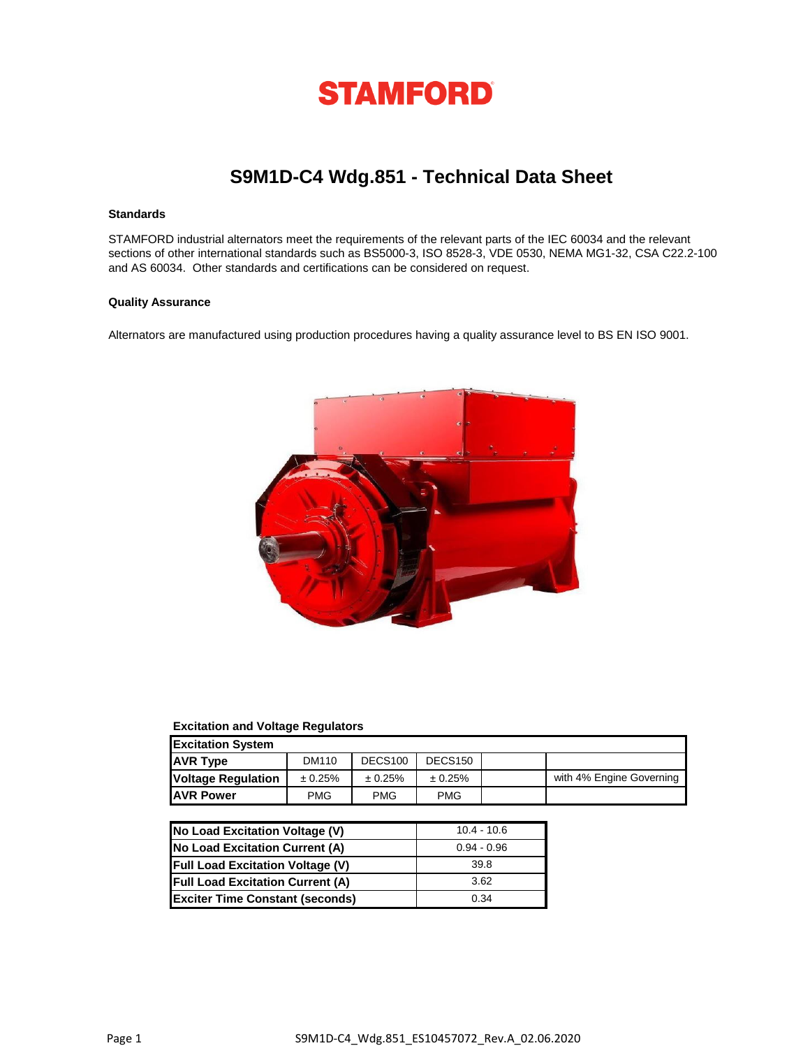# STAMFORD

## S9M1D-C4 Wdg.851 - Technical Data Sheet

#### Standards

STAMFORD industrial alternators meet the requirements of the relevant parts of the IEC 60034 and the relevant sections of other international standards such as BS5000-3, ISO 8528-3, VDE 0530, NEMA MG1-32, CSA C22.2-100 and AS 60034. Other standards and certifications can be considered on request.

#### Quality Assurance

Alternators are manufactured using production procedures having a quality assurance level to BS EN ISO 9001.

#### Excitation and Voltage Regulators

| Excitation System | | | | | |
|---|---|---|---|---|---|
| AVR Type | DM110 | DECS100 | DECS150 | | |
| Voltage Regulation | ± 0.25% | ± 0.25% | ± 0.25% | | with 4% Engine Governing |
| AVR Power | PMG | PMG | PMG | | |

| | |
|---|---|
| No Load Excitation Voltage (V) | 10.4 - 10.6 |
| No Load Excitation Current (A) | 0.94 - 0.96 |
| Full Load Excitation Voltage (V) | 39.8 |
| Full Load Excitation Current (A) | 3.62 |
| Exciter Time Constant (seconds) | 0.34 |

S9M1D-C4_Wdg.851_ES10457072_Rev.A_02.06.2020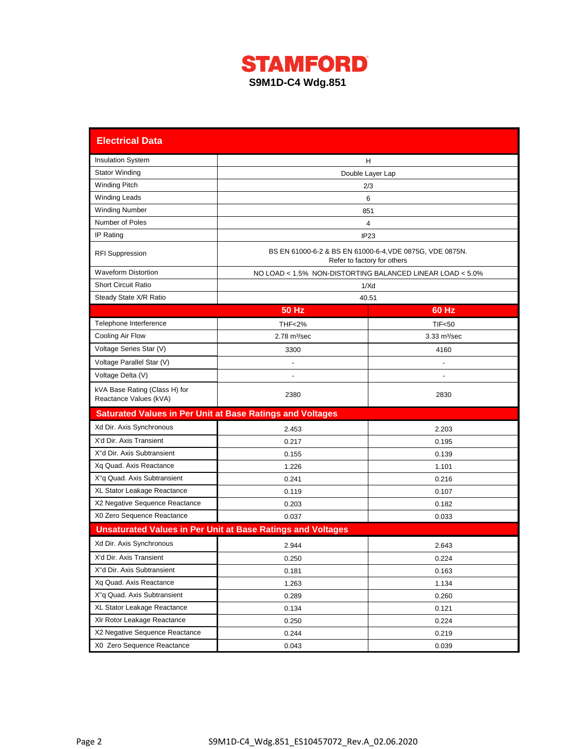# STAMFORD

## S9M1D-C4 Wdg.851

| Electrical Data | | |
|---|---|---|
| Insulation System | H | |
| Stator Winding | Double Layer Lap | |
| Winding Pitch | 2/3 | |
| Winding Leads | 6 | |
| Winding Number | 851 | |
| Number of Poles | 4 | |
| IP Rating | IP23 | |
| RFI Suppression | BS EN 61000-6-2 & BS EN 61000-6-4,VDE 0875G, VDE 0875N. Refer to factory for others | |
| Waveform Distortion | NO LOAD < 1.5% NON-DISTORTING BALANCED LINEAR LOAD < 5.0% | |
| Short Circuit Ratio | 1/Xd | |
| Steady State X/R Ratio | 40.51 | |
| | **50 Hz** | **60 Hz** |
| Telephone Interference | THF<2% | TIF<50 |
| Cooling Air Flow | 2.78 m³/sec | 3.33 m³/sec |
| Voltage Series Star (V) | 3300 | 4160 |
| Voltage Parallel Star (V) | - | - |
| Voltage Delta (V) | - | - |
| kVA Base Rating (Class H) for Reactance Values (kVA) | 2380 | 2830 |
| **Saturated Values in Per Unit at Base Ratings and Voltages** | | |
| Xd Dir. Axis Synchronous | 2.453 | 2.203 |
| X'd Dir. Axis Transient | 0.217 | 0.195 |
| X''d Dir. Axis Subtransient | 0.155 | 0.139 |
| Xq Quad. Axis Reactance | 1.226 | 1.101 |
| X''q Quad. Axis Subtransient | 0.241 | 0.216 |
| XL Stator Leakage Reactance | 0.119 | 0.107 |
| X2 Negative Sequence Reactance | 0.203 | 0.182 |
| X0 Zero Sequence Reactance | 0.037 | 0.033 |
| **Unsaturated Values in Per Unit at Base Ratings and Voltages** | | |
| Xd Dir. Axis Synchronous | 2.944 | 2.643 |
| X'd Dir. Axis Transient | 0.250 | 0.224 |
| X''d Dir. Axis Subtransient | 0.181 | 0.163 |
| Xq Quad. Axis Reactance | 1.263 | 1.134 |
| X''q Quad. Axis Subtransient | 0.289 | 0.260 |
| XL Stator Leakage Reactance | 0.134 | 0.121 |
| Xlr Rotor Leakage Reactance | 0.250 | 0.224 |
| X2 Negative Sequence Reactance | 0.244 | 0.219 |
| X0 Zero Sequence Reactance | 0.043 | 0.039 |

S9M1D-C4_Wdg.851_ES10457072_Rev.A_02.06.2020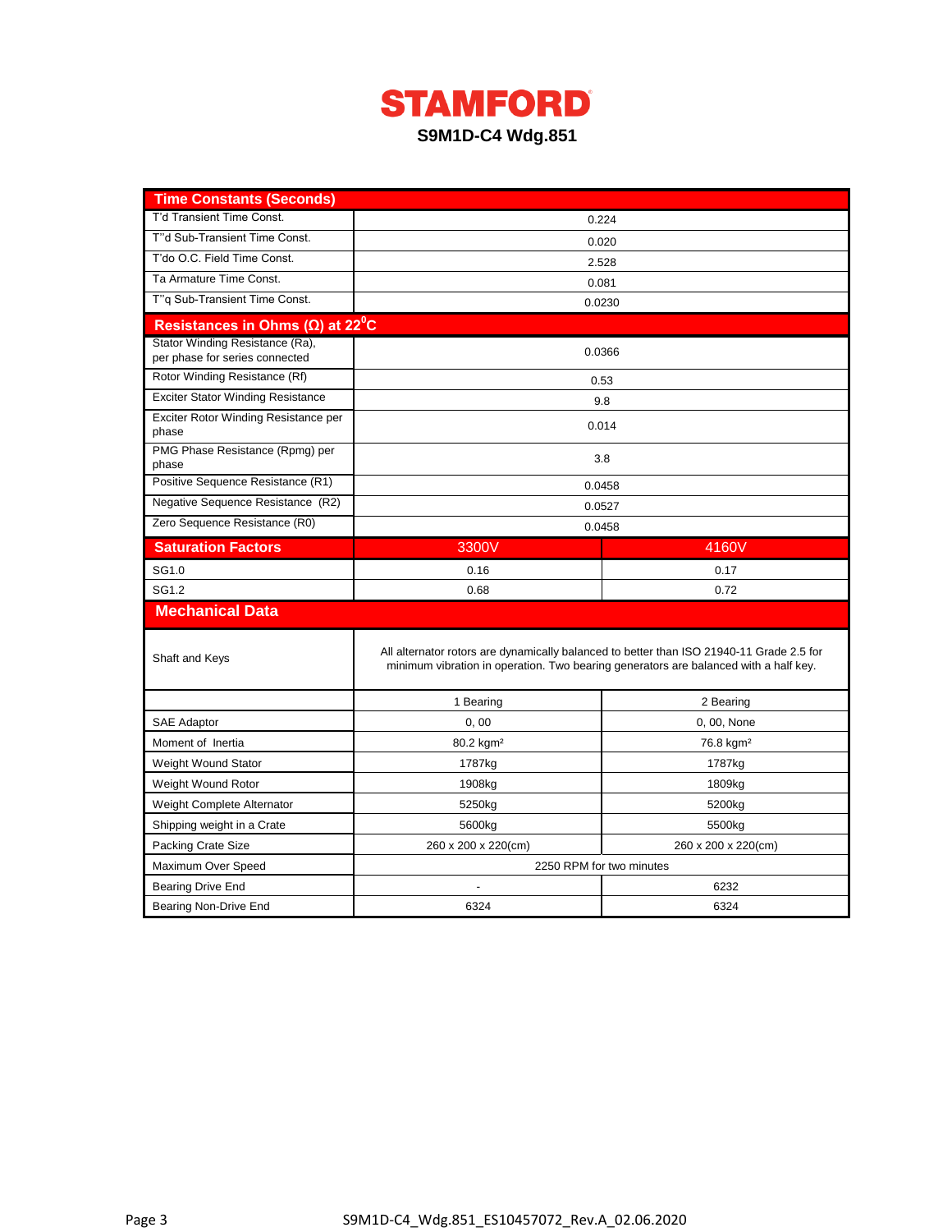# STAMFORD

## S9M1D-C4 Wdg.851

| Time Constants (Seconds) | | |
|---|---|---|
| T'd Transient Time Const. | 0.224 | |
| T''d Sub-Transient Time Const. | 0.020 | |
| T'do O.C. Field Time Const. | 2.528 | |
| Ta Armature Time Const. | 0.081 | |
| T''q Sub-Transient Time Const. | 0.0230 | |
| **Resistances in Ohms (Ω) at 22$^0$C** | | |
| Stator Winding Resistance (Ra), per phase for series connected | 0.0366 | |
| Rotor Winding Resistance (Rf) | 0.53 | |
| Exciter Stator Winding Resistance | 9.8 | |
| Exciter Rotor Winding Resistance per phase | 0.014 | |
| PMG Phase Resistance (Rpmg) per phase | 3.8 | |
| Positive Sequence Resistance (R1) | 0.0458 | |
| Negative Sequence Resistance (R2) | 0.0527 | |
| Zero Sequence Resistance (R0) | 0.0458 | |
| **Saturation Factors** | **3300V** | **4160V** |
| SG1.0 | 0.16 | 0.17 |
| SG1.2 | 0.68 | 0.72 |
| **Mechanical Data** | | |
| Shaft and Keys | All alternator rotors are dynamically balanced to better than ISO 21940-11 Grade 2.5 for minimum vibration in operation. Two bearing generators are balanced with a half key. | |
| | 1 Bearing | 2 Bearing |
| SAE Adaptor | 0, 00 | 0, 00, None |
| Moment of Inertia | 80.2 kgm² | 76.8 kgm² |
| Weight Wound Stator | 1787kg | 1787kg |
| Weight Wound Rotor | 1908kg | 1809kg |
| Weight Complete Alternator | 5250kg | 5200kg |
| Shipping weight in a Crate | 5600kg | 5500kg |
| Packing Crate Size | 260 x 200 x 220(cm) | 260 x 200 x 220(cm) |
| Maximum Over Speed | 2250 RPM for two minutes | |
| Bearing Drive End | - | 6232 |
| Bearing Non-Drive End | 6324 | 6324 |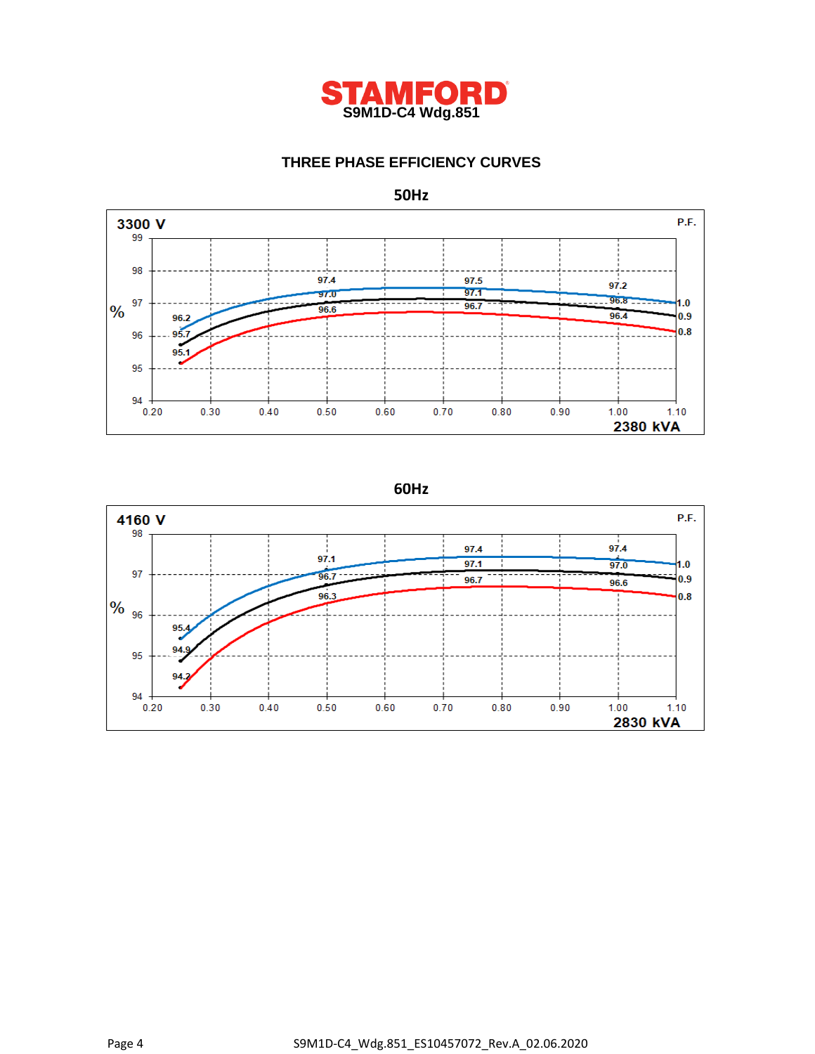**STAMFORD**
**S9M1D-C4 Wdg.851**

## THREE PHASE EFFICIENCY CURVES

### 50Hz

**3300 V** — 2380 kVA

| P.F. | 0.25 | 0.50 | 0.75 | 1.00 |
|---|---|---|---|---|
| 1.0 | 96.2 | 97.4 | 97.5 | 97.2 |
| 0.9 | 95.7 | 97.0 | 97.1 | 96.8 |
| 0.8 | 95.1 | 96.6 | 96.7 | 96.4 |

### 60Hz

**4160 V** — 2830 kVA

| P.F. | 0.25 | 0.50 | 0.75 | 1.00 |
|---|---|---|---|---|
| 1.0 | 95.4 | 97.1 | 97.4 | 97.4 |
| 0.9 | 94.9 | 96.7 | 97.1 | 97.0 |
| 0.8 | 94.2 | 96.3 | 96.7 | 96.6 |

S9M1D-C4_Wdg.851_ES10457072_Rev.A_02.06.2020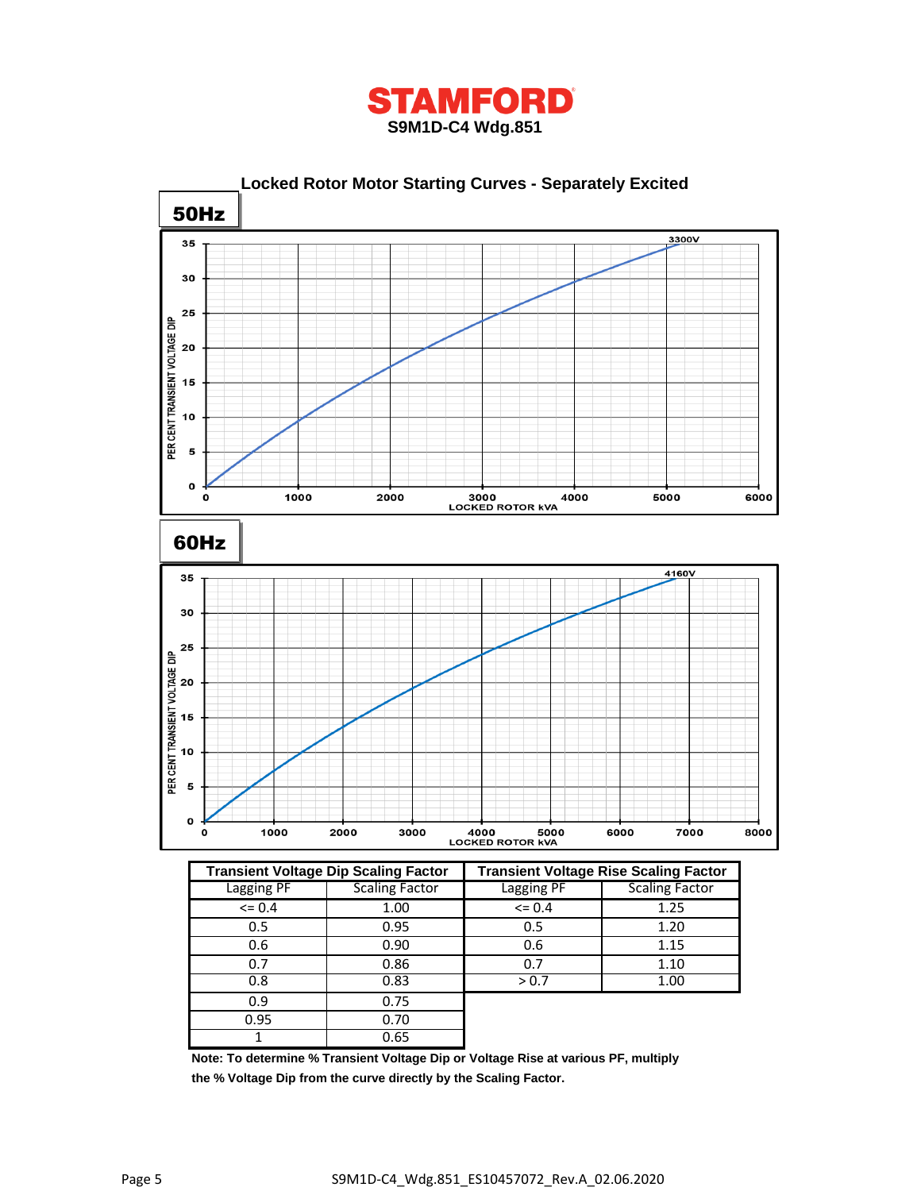# STAMFORD

**S9M1D-C4 Wdg.851**

## Locked Rotor Motor Starting Curves - Separately Excited

### 50Hz

3300V

PER CENT TRANSIENT VOLTAGE DIP

LOCKED ROTOR kVA

### 60Hz

4160V

PER CENT TRANSIENT VOLTAGE DIP

LOCKED ROTOR kVA

| Transient Voltage Dip Scaling Factor | | Transient Voltage Rise Scaling Factor | |
|---|---|---|---|
| Lagging PF | Scaling Factor | Lagging PF | Scaling Factor |
| <= 0.4 | 1.00 | <= 0.4 | 1.25 |
| 0.5 | 0.95 | 0.5 | 1.20 |
| 0.6 | 0.90 | 0.6 | 1.15 |
| 0.7 | 0.86 | 0.7 | 1.10 |
| 0.8 | 0.83 | > 0.7 | 1.00 |
| 0.9 | 0.75 | | |
| 0.95 | 0.70 | | |
| 1 | 0.65 | | |

**Note: To determine % Transient Voltage Dip or Voltage Rise at various PF, multiply the % Voltage Dip from the curve directly by the Scaling Factor.**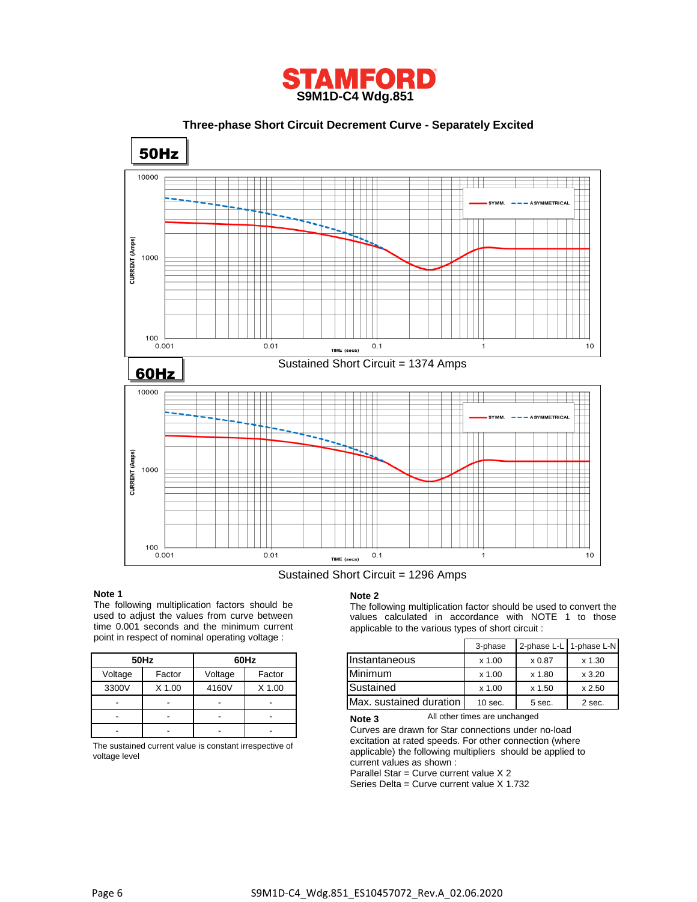# STAMFORD

## S9M1D-C4 Wdg.851

### Three-phase Short Circuit Decrement Curve - Separately Excited

**50Hz**

Sustained Short Circuit = 1374 Amps

**60Hz**

Sustained Short Circuit = 1296 Amps

**Note 1**

The following multiplication factors should be used to adjust the values from curve between time 0.001 seconds and the minimum current point in respect of nominal operating voltage :

| 50Hz | | 60Hz | |
|---|---|---|---|
| Voltage | Factor | Voltage | Factor |
| 3300V | X 1.00 | 4160V | X 1.00 |
| - | - | - | - |
| - | - | - | - |
| - | - | - | - |

The sustained current value is constant irrespective of voltage level

**Note 2**

The following multiplication factor should be used to convert the values calculated in accordance with NOTE 1 to those applicable to the various types of short circuit :

| | 3-phase | 2-phase L-L | 1-phase L-N |
|---|---|---|---|
| Instantaneous | x 1.00 | x 0.87 | x 1.30 |
| Minimum | x 1.00 | x 1.80 | x 3.20 |
| Sustained | x 1.00 | x 1.50 | x 2.50 |
| Max. sustained duration | 10 sec. | 5 sec. | 2 sec. |

All other times are unchanged

**Note 3**

Curves are drawn for Star connections under no-load excitation at rated speeds. For other connection (where applicable) the following multipliers should be applied to current values as shown :

Parallel Star = Curve current value X 2

Series Delta = Curve current value X 1.732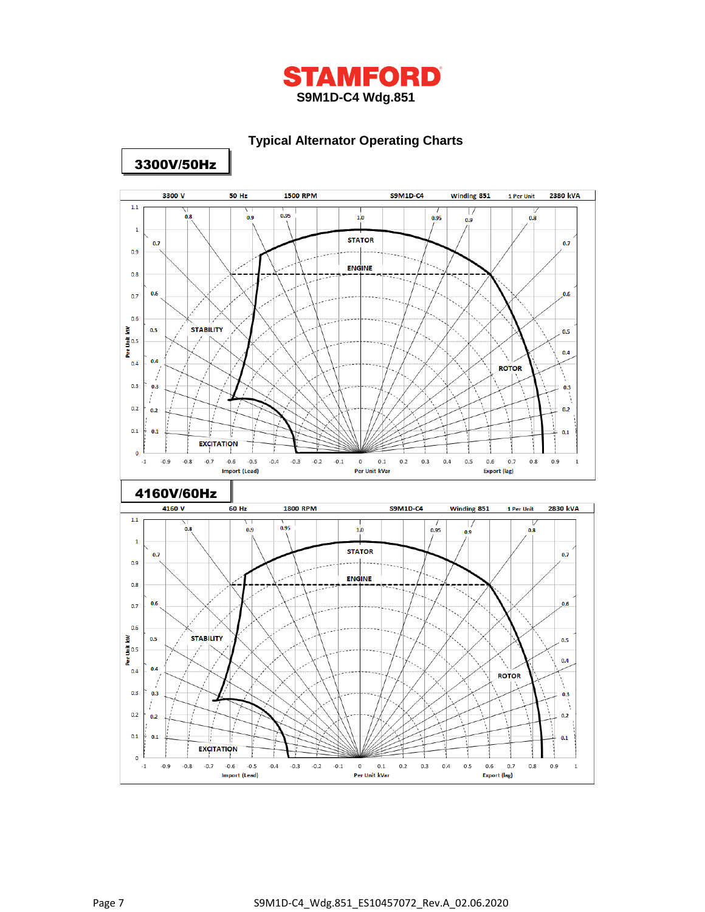**STAMFORD**

**S9M1D-C4 Wdg.851**

## Typical Alternator Operating Charts

### 3300V/50Hz

| 3300 V | 50 Hz | 1500 RPM | S9M1D-C4 | Winding 851 | 1 Per Unit | 2380 kVA |
|---|---|---|---|---|---|---|

STATOR
ENGINE
STABILITY
ROTOR
EXCITATION

Per Unit kW
Import (Lead) — Per Unit kVar — Export (lag)

### 4160V/60Hz

| 4160 V | 60 Hz | 1800 RPM | S9M1D-C4 | Winding 851 | 1 Per Unit | 2830 kVA |
|---|---|---|---|---|---|---|

STATOR
ENGINE
STABILITY
ROTOR
EXCITATION

Per Unit kW
Import (Lead) — Per Unit kVar — Export (lag)

S9M1D-C4_Wdg.851_ES10457072_Rev.A_02.06.2020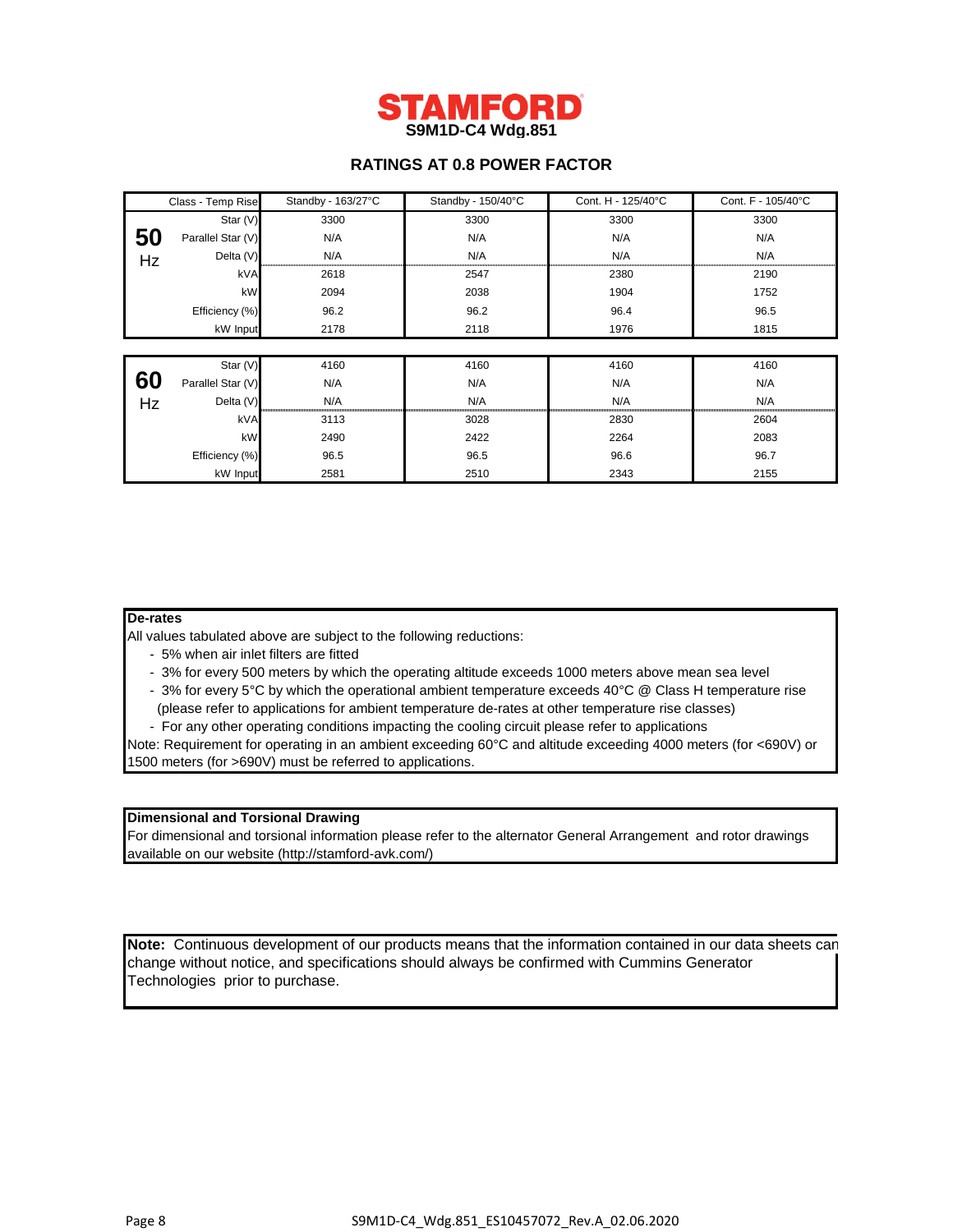# STAMFORD

## S9M1D-C4 Wdg.851

### RATINGS AT 0.8 POWER FACTOR

| | Class - Temp Rise | Standby - 163/27°C | Standby - 150/40°C | Cont. H - 125/40°C | Cont. F - 105/40°C |
|---|---|---|---|---|---|
| **50 Hz** | Star (V) | 3300 | 3300 | 3300 | 3300 |
| | Parallel Star (V) | N/A | N/A | N/A | N/A |
| | Delta (V) | N/A | N/A | N/A | N/A |
| | kVA | 2618 | 2547 | 2380 | 2190 |
| | kW | 2094 | 2038 | 1904 | 1752 |
| | Efficiency (%) | 96.2 | 96.2 | 96.4 | 96.5 |
| | kW Input | 2178 | 2118 | 1976 | 1815 |
| **60 Hz** | Star (V) | 4160 | 4160 | 4160 | 4160 |
| | Parallel Star (V) | N/A | N/A | N/A | N/A |
| | Delta (V) | N/A | N/A | N/A | N/A |
| | kVA | 3113 | 3028 | 2830 | 2604 |
| | kW | 2490 | 2422 | 2264 | 2083 |
| | Efficiency (%) | 96.5 | 96.5 | 96.6 | 96.7 |
| | kW Input | 2581 | 2510 | 2343 | 2155 |

**De-rates**

All values tabulated above are subject to the following reductions:

- 5% when air inlet filters are fitted
- 3% for every 500 meters by which the operating altitude exceeds 1000 meters above mean sea level
- 3% for every 5°C by which the operational ambient temperature exceeds 40°C @ Class H temperature rise (please refer to applications for ambient temperature de-rates at other temperature rise classes)
- For any other operating conditions impacting the cooling circuit please refer to applications

Note: Requirement for operating in an ambient exceeding 60°C and altitude exceeding 4000 meters (for <690V) or 1500 meters (for >690V) must be referred to applications.

**Dimensional and Torsional Drawing**

For dimensional and torsional information please refer to the alternator General Arrangement and rotor drawings available on our website (http://stamford-avk.com/)

**Note:** Continuous development of our products means that the information contained in our data sheets can change without notice, and specifications should always be confirmed with Cummins Generator Technologies prior to purchase.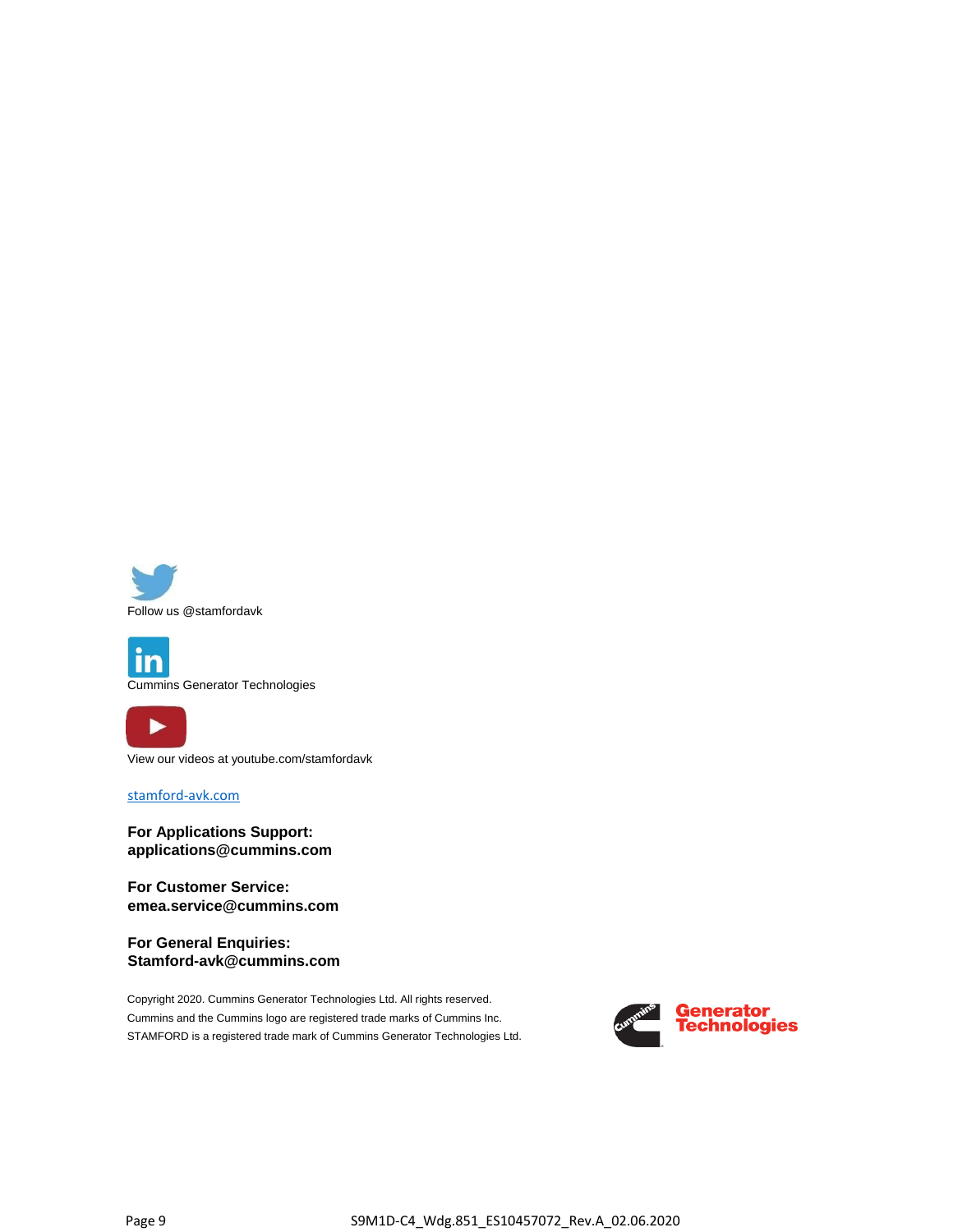Follow us @stamfordavk

Cummins Generator Technologies

View our videos at youtube.com/stamfordavk

stamford-avk.com

**For Applications Support:**
**applications@cummins.com**

**For Customer Service:**
**emea.service@cummins.com**

**For General Enquiries:**
**Stamford-avk@cummins.com**

Copyright 2020. Cummins Generator Technologies Ltd. All rights reserved.
Cummins and the Cummins logo are registered trade marks of Cummins Inc.
STAMFORD is a registered trade mark of Cummins Generator Technologies Ltd.

Generator Technologies

S9M1D-C4_Wdg.851_ES10457072_Rev.A_02.06.2020